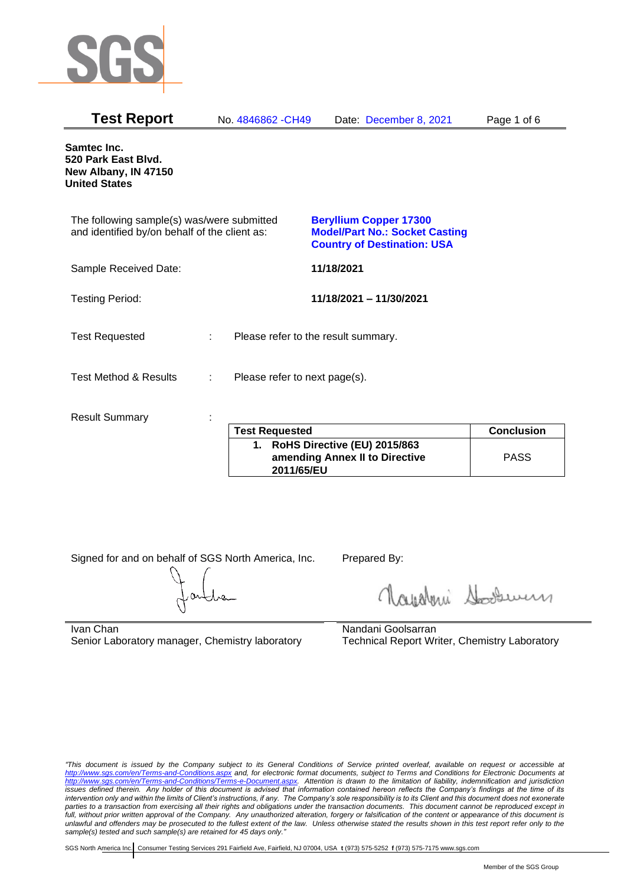SGS

# Test Report

No. 4846862 -CH49 Date: December 8, 2021

**Samtec Inc.**
**520 Park East Blvd.**
**New Albany, IN 47150**
**United States**

The following sample(s) was/were submitted and identified by/on behalf of the client as:

**Beryllium Copper 17300**
**Model/Part No.: Socket Casting**
**Country of Destination: USA**

Sample Received Date: **11/18/2021**

Testing Period: **11/18/2021 – 11/30/2021**

Test Requested : Please refer to the result summary.

Test Method & Results : Please refer to next page(s).

Result Summary :

| Test Requested | Conclusion |
|---|---|
| **1. RoHS Directive (EU) 2015/863 amending Annex II to Directive 2011/65/EU** | PASS |

Signed for and on behalf of SGS North America, Inc.

Ivan Chan
Senior Laboratory manager, Chemistry laboratory

Prepared By:

Nandani Goolsarran
Technical Report Writer, Chemistry Laboratory

*"This document is issued by the Company subject to its General Conditions of Service printed overleaf, available on request or accessible at http://www.sgs.com/en/Terms-and-Conditions.aspx and, for electronic format documents, subject to Terms and Conditions for Electronic Documents at http://www.sgs.com/en/Terms-and-Conditions/Terms-e-Document.aspx. Attention is drawn to the limitation of liability, indemnification and jurisdiction issues defined therein. Any holder of this document is advised that information contained hereon reflects the Company's findings at the time of its intervention only and within the limits of Client's instructions, if any. The Company's sole responsibility is to its Client and this document does not exonerate parties to a transaction from exercising all their rights and obligations under the transaction documents. This document cannot be reproduced except in full, without prior written approval of the Company. Any unauthorized alteration, forgery or falsification of the content or appearance of this document is unlawful and offenders may be prosecuted to the fullest extent of the law. Unless otherwise stated the results shown in this test report refer only to the sample(s) tested and such sample(s) are retained for 45 days only."*

SGS North America Inc. | Consumer Testing Services 291 Fairfield Ave, Fairfield, NJ 07004, USA **t** (973) 575-5252 **f** (973) 575-7175 www.sgs.com

Member of the SGS Group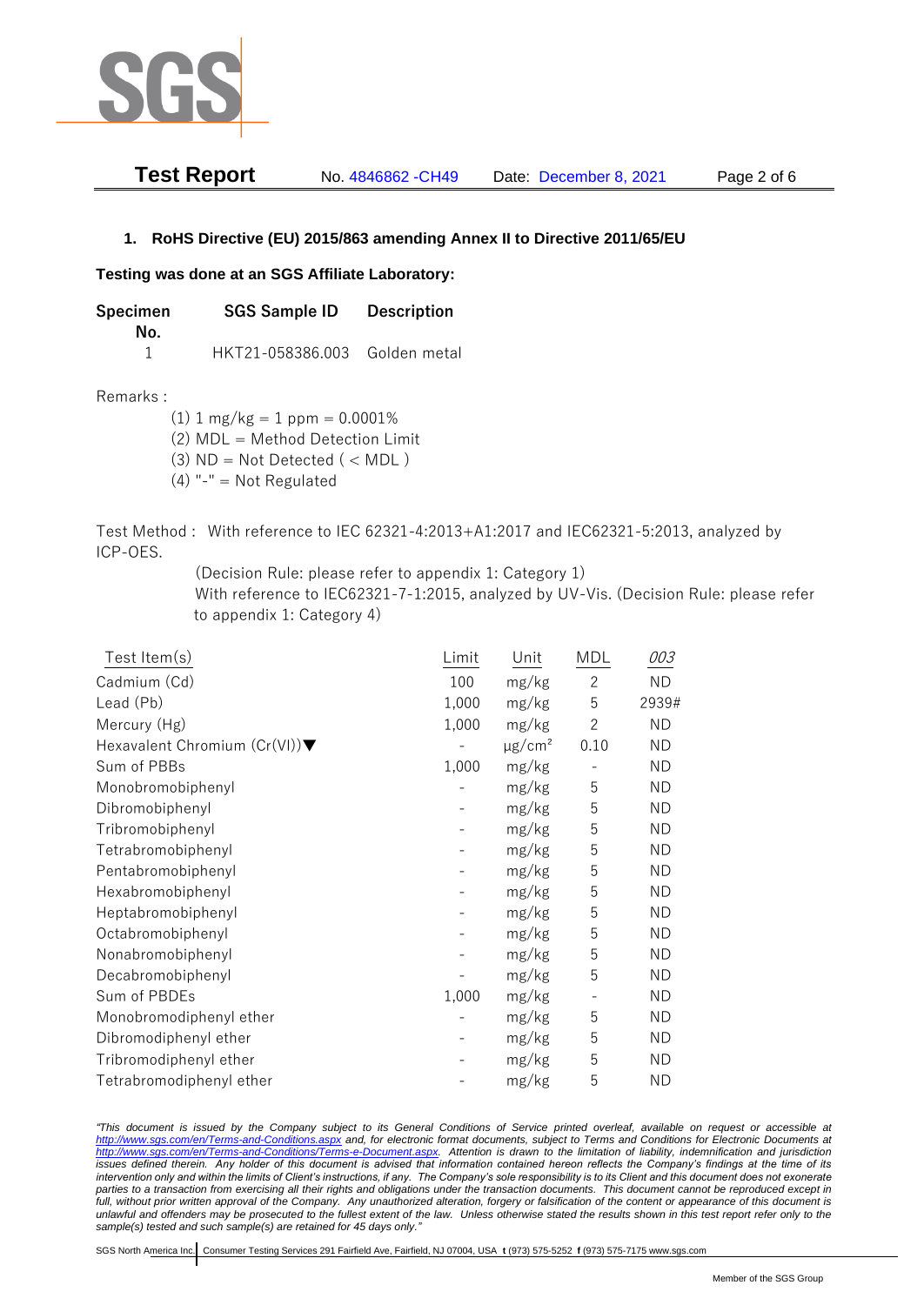**Test Report** No. 4846862 -CH49 Date: December 8, 2021

## 1. RoHS Directive (EU) 2015/863 amending Annex II to Directive 2011/65/EU

**Testing was done at an SGS Affiliate Laboratory:**

| Specimen No. | SGS Sample ID | Description |
|---|---|---|
| 1 | HKT21-058386.003 | Golden metal |

Remarks :

(1) 1 mg/kg = 1 ppm = 0.0001%
(2) MDL = Method Detection Limit
(3) ND = Not Detected ( < MDL )
(4) "-" = Not Regulated

Test Method : With reference to IEC 62321-4:2013+A1:2017 and IEC62321-5:2013, analyzed by ICP-OES.
(Decision Rule: please refer to appendix 1: Category 1)
With reference to IEC62321-7-1:2015, analyzed by UV-Vis. (Decision Rule: please refer to appendix 1: Category 4)

| Test Item(s) | Limit | Unit | MDL | *003* |
|---|---|---|---|---|
| Cadmium (Cd) | 100 | mg/kg | 2 | ND |
| Lead (Pb) | 1,000 | mg/kg | 5 | 2939# |
| Mercury (Hg) | 1,000 | mg/kg | 2 | ND |
| Hexavalent Chromium (Cr(VI))▼ | - | μg/cm² | 0.10 | ND |
| Sum of PBBs | 1,000 | mg/kg | - | ND |
| Monobromobiphenyl | - | mg/kg | 5 | ND |
| Dibromobiphenyl | - | mg/kg | 5 | ND |
| Tribromobiphenyl | - | mg/kg | 5 | ND |
| Tetrabromobiphenyl | - | mg/kg | 5 | ND |
| Pentabromobiphenyl | - | mg/kg | 5 | ND |
| Hexabromobiphenyl | - | mg/kg | 5 | ND |
| Heptabromobiphenyl | - | mg/kg | 5 | ND |
| Octabromobiphenyl | - | mg/kg | 5 | ND |
| Nonabromobiphenyl | - | mg/kg | 5 | ND |
| Decabromobiphenyl | - | mg/kg | 5 | ND |
| Sum of PBDEs | 1,000 | mg/kg | - | ND |
| Monobromodiphenyl ether | - | mg/kg | 5 | ND |
| Dibromodiphenyl ether | - | mg/kg | 5 | ND |
| Tribromodiphenyl ether | - | mg/kg | 5 | ND |
| Tetrabromodiphenyl ether | - | mg/kg | 5 | ND |

*"This document is issued by the Company subject to its General Conditions of Service printed overleaf, available on request or accessible at http://www.sgs.com/en/Terms-and-Conditions.aspx and, for electronic format documents, subject to Terms and Conditions for Electronic Documents at http://www.sgs.com/en/Terms-and-Conditions/Terms-e-Document.aspx. Attention is drawn to the limitation of liability, indemnification and jurisdiction issues defined therein. Any holder of this document is advised that information contained hereon reflects the Company's findings at the time of its intervention only and within the limits of Client's instructions, if any. The Company's sole responsibility is to its Client and this document does not exonerate parties to a transaction from exercising all their rights and obligations under the transaction documents. This document cannot be reproduced except in full, without prior written approval of the Company. Any unauthorized alteration, forgery or falsification of the content or appearance of this document is unlawful and offenders may be prosecuted to the fullest extent of the law. Unless otherwise stated the results shown in this test report refer only to the sample(s) tested and such sample(s) are retained for 45 days only."*

SGS North America Inc. | Consumer Testing Services 291 Fairfield Ave, Fairfield, NJ 07004, USA t (973) 575-5252 f (973) 575-7175 www.sgs.com

Member of the SGS Group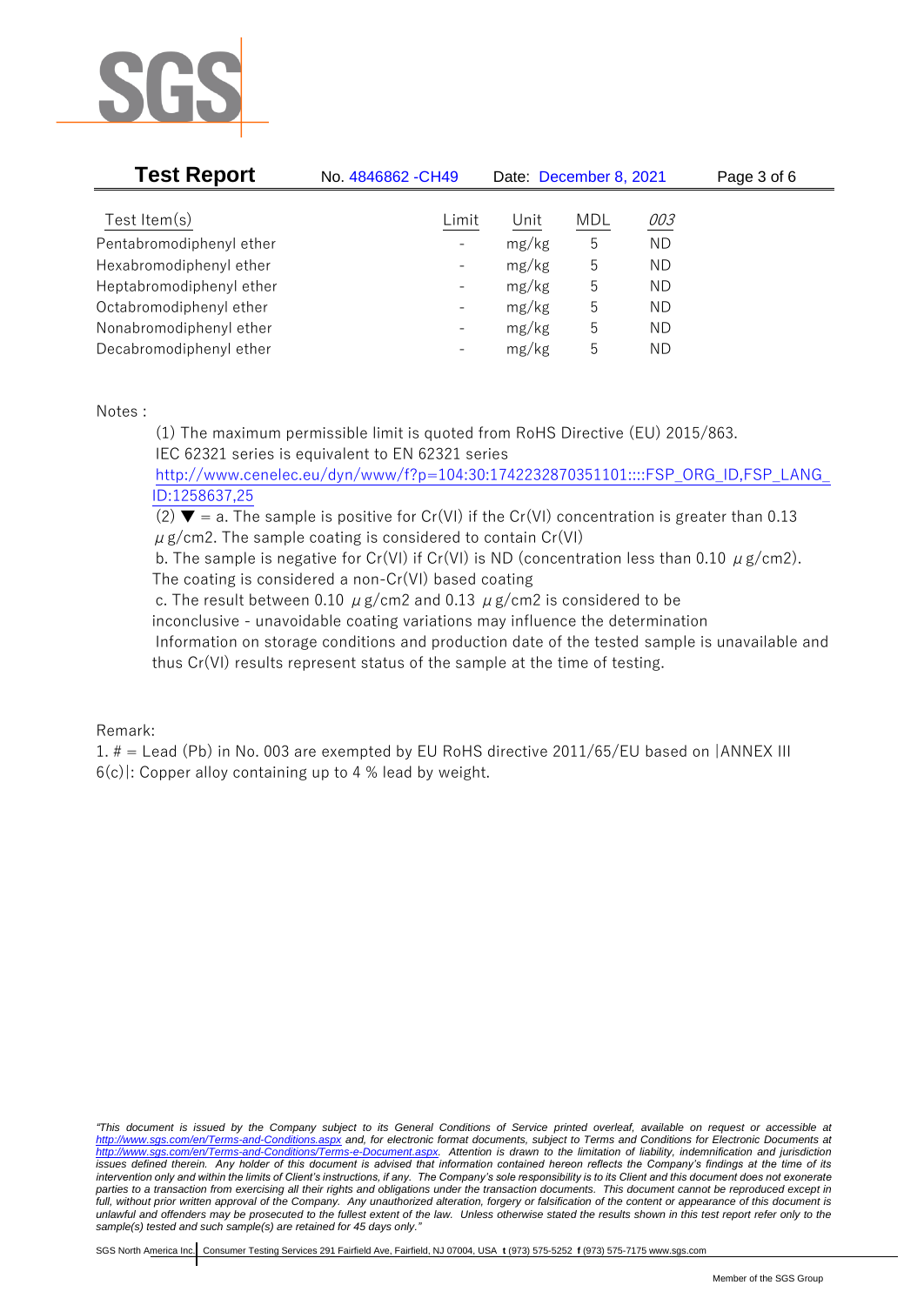| Test Item(s) | Limit | Unit | MDL | 003 |
|---|---|---|---|---|
| Pentabromodiphenyl ether | - | mg/kg | 5 | ND |
| Hexabromodiphenyl ether | - | mg/kg | 5 | ND |
| Heptabromodiphenyl ether | - | mg/kg | 5 | ND |
| Octabromodiphenyl ether | - | mg/kg | 5 | ND |
| Nonabromodiphenyl ether | - | mg/kg | 5 | ND |
| Decabromodiphenyl ether | - | mg/kg | 5 | ND |

Notes :

(1) The maximum permissible limit is quoted from RoHS Directive (EU) 2015/863.
IEC 62321 series is equivalent to EN 62321 series
http://www.cenelec.eu/dyn/www/f?p=104:30:1742232870351101::::FSP_ORG_ID,FSP_LANG_ID:1258637,25

(2) ▼ = a. The sample is positive for Cr(VI) if the Cr(VI) concentration is greater than 0.13 μg/cm2. The sample coating is considered to contain Cr(VI)
b. The sample is negative for Cr(VI) if Cr(VI) is ND (concentration less than 0.10 μg/cm2). The coating is considered a non-Cr(VI) based coating
c. The result between 0.10 μg/cm2 and 0.13 μg/cm2 is considered to be inconclusive - unavoidable coating variations may influence the determination
Information on storage conditions and production date of the tested sample is unavailable and thus Cr(VI) results represent status of the sample at the time of testing.

Remark:

1. # = Lead (Pb) in No. 003 are exempted by EU RoHS directive 2011/65/EU based on |ANNEX III 6(c)|: Copper alloy containing up to 4 % lead by weight.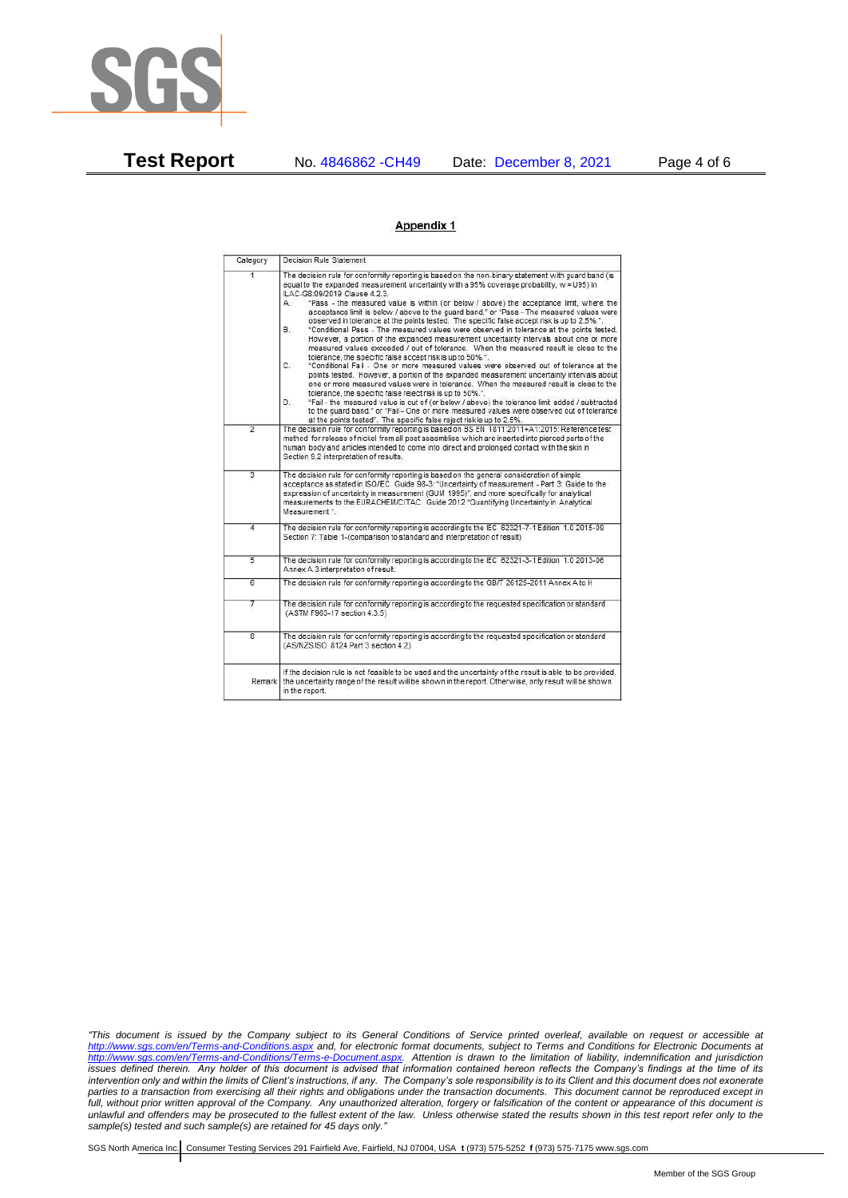## Appendix 1

| Category | Decision Rule Statement |
|---|---|
| 1 | The decision rule for conformity reporting is based on the non-binary statement with guard band (is equal to the expanded measurement uncertainty with a 95% coverage probability, w = U95) in ILAC-G8:09/2019 Clause 4.2.3.<br>A. "Pass - the measured value is within (or below / above) the acceptance limit, where the acceptance limit is below / above to the guard band." or "Pass - The measured values were observed in tolerance at the points tested. The specific false accept risk is up to 2.5%.".<br>B. "Conditional Pass - The measured values were observed in tolerance at the points tested. However, a portion of the expanded measurement uncertainty intervals about one or more measured values exceeded / out of tolerance. When the measured result is close to the tolerance, the specific false accept risk is up to 50%.".<br>C. "Conditional Fail - One or more measured values were observed out of tolerance at the points tested. However, a portion of the expanded measurement uncertainty intervals about one or more measured values were in tolerance. When the measured result is close to the tolerance, the specific false reject risk is up to 50%.".<br>D. "Fail - the measured value is out of (or below / above) the tolerance limit added / subtracted to the guard band." or "Fail - One or more measured values were observed out of tolerance at the points tested". The specific false reject risk is up to 2.5%. |
| 2 | The decision rule for conformity reporting is based on BS EN 1811:2011+A1:2015: Reference test method for release of nickel from all post assemblies which are inserted into pierced parts of the human body and articles intended to come into direct and prolonged contact with the skin in Section 9.2 interpretation of results. |
| 3 | The decision rule for conformity reporting is based on the general consideration of simple acceptance as stated in ISO/IEC Guide 98-3: "Uncertainty of measurement - Part 3: Guide to the expression of uncertainty in measurement (GUM 1995)", and more specifically for analytical measurements to the EURACHEM/CITAC Guide 2012 "Quantifying Uncertainty in Analytical Measurement ". |
| 4 | The decision rule for conformity reporting is according to the IEC 62321-7-1 Edition 1.0 2015-09 Section 7: Table 1-(comparison to standard and interpretation of result) |
| 5 | The decision rule for conformity reporting is according to the IEC 62321-3-1 Edition 1.0 2013-06 Annex A.3 interpretation of result. |
| 6 | The decision rule for conformity reporting is according to the GB/T 26125-2011 Annex A to H |
| 7 | The decision rule for conformity reporting is according to the requested specification or standard (ASTM F963-17 section 4.3.5) |
| 8 | The decision rule for conformity reporting is according to the requested specification or standard (AS/NZS ISO 8124 Part 3 section 4.2) |
| Remark | If the decision rule is not feasible to be used and the uncertainty of the result is able to be provided, the uncertainty range of the result will be shown in the report. Otherwise, only result will be shown in the report. |

*"This document is issued by the Company subject to its General Conditions of Service printed overleaf, available on request or accessible at http://www.sgs.com/en/Terms-and-Conditions.aspx and, for electronic format documents, subject to Terms and Conditions for Electronic Documents at http://www.sgs.com/en/Terms-and-Conditions/Terms-e-Document.aspx. Attention is drawn to the limitation of liability, indemnification and jurisdiction issues defined therein. Any holder of this document is advised that information contained hereon reflects the Company's findings at the time of its intervention only and within the limits of Client's instructions, if any. The Company's sole responsibility is to its Client and this document does not exonerate parties to a transaction from exercising all their rights and obligations under the transaction documents. This document cannot be reproduced except in full, without prior written approval of the Company. Any unauthorized alteration, forgery or falsification of the content or appearance of this document is unlawful and offenders may be prosecuted to the fullest extent of the law. Unless otherwise stated the results shown in this test report refer only to the sample(s) tested and such sample(s) are retained for 45 days only."*

SGS North America Inc. | Consumer Testing Services 291 Fairfield Ave, Fairfield, NJ 07004, USA **t** (973) 575-5252 **f** (973) 575-7175 www.sgs.com

Member of the SGS Group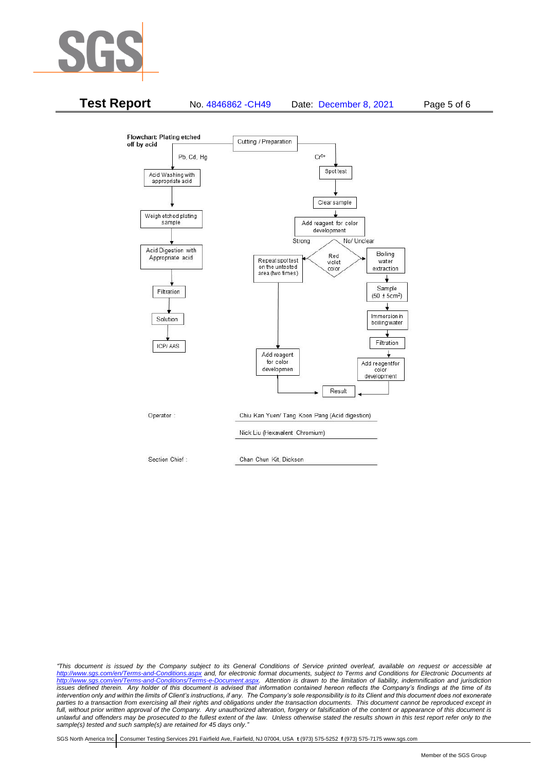**Flowchart: Plating etched off by acid**

Cutting / Preparation

**Pb, Cd, Hg**

- Acid Washing with appropriate acid
- Weigh etched plating sample
- Acid Digestion with Appropriate acid
- Filtration
- Solution
- ICP/ AAS

**$Cr^{6+}$**

- Spot test
- Clear sample
- Add reagent for color development
- Red violet color
  - Strong → Repeat spot test on the untested area (two times) → Add reagent for color developmen → Result
  - No/ Unclear → Boiling water extraction → Sample (50 ± 5cm²) → Immersion in boiling water → Filtration → Add reagentfor color development → Result

Operator : Chiu Kan Yuen/ Tang Koon Pang (Acid digestion)

Nick Liu (Hexavalent Chromium)

Section Chief : Chan Chun Kit, Dickson

*"This document is issued by the Company subject to its General Conditions of Service printed overleaf, available on request or accessible at http://www.sgs.com/en/Terms-and-Conditions.aspx and, for electronic format documents, subject to Terms and Conditions for Electronic Documents at http://www.sgs.com/en/Terms-and-Conditions/Terms-e-Document.aspx. Attention is drawn to the limitation of liability, indemnification and jurisdiction issues defined therein. Any holder of this document is advised that information contained hereon reflects the Company's findings at the time of its intervention only and within the limits of Client's instructions, if any. The Company's sole responsibility is to its Client and this document does not exonerate parties to a transaction from exercising all their rights and obligations under the transaction documents. This document cannot be reproduced except in full, without prior written approval of the Company. Any unauthorized alteration, forgery or falsification of the content or appearance of this document is unlawful and offenders may be prosecuted to the fullest extent of the law. Unless otherwise stated the results shown in this test report refer only to the sample(s) tested and such sample(s) are retained for 45 days only."*

SGS North America Inc. | Consumer Testing Services 291 Fairfield Ave, Fairfield, NJ 07004, USA **t** (973) 575-5252 **f** (973) 575-7175 www.sgs.com

Member of the SGS Group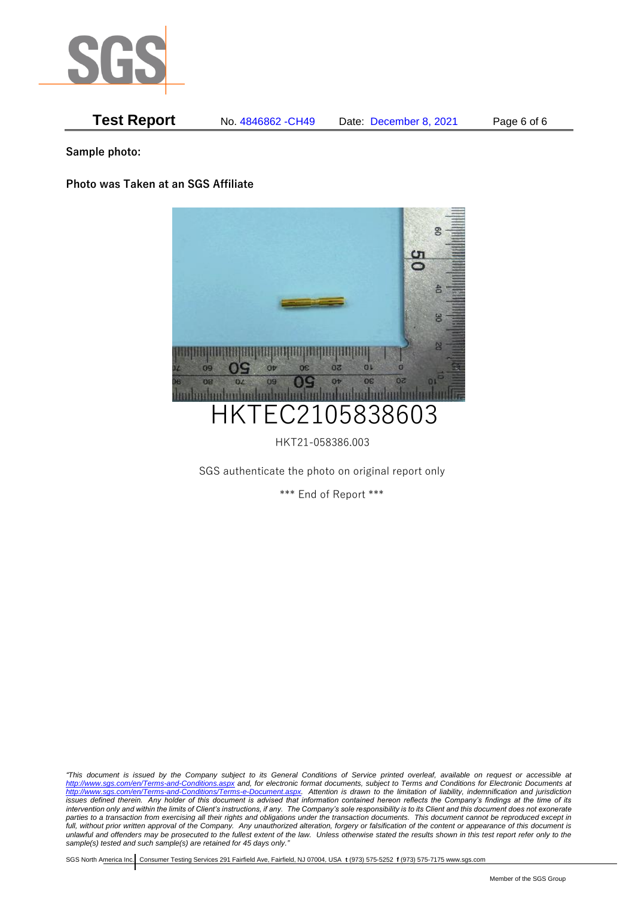**Sample photo:**

**Photo was Taken at an SGS Affiliate**

HKTEC2105838603

HKT21-058386.003

SGS authenticate the photo on original report only

*** End of Report ***

*"This document is issued by the Company subject to its General Conditions of Service printed overleaf, available on request or accessible at http://www.sgs.com/en/Terms-and-Conditions.aspx and, for electronic format documents, subject to Terms and Conditions for Electronic Documents at http://www.sgs.com/en/Terms-and-Conditions/Terms-e-Document.aspx. Attention is drawn to the limitation of liability, indemnification and jurisdiction issues defined therein. Any holder of this document is advised that information contained hereon reflects the Company's findings at the time of its intervention only and within the limits of Client's instructions, if any. The Company's sole responsibility is to its Client and this document does not exonerate parties to a transaction from exercising all their rights and obligations under the transaction documents. This document cannot be reproduced except in full, without prior written approval of the Company. Any unauthorized alteration, forgery or falsification of the content or appearance of this document is unlawful and offenders may be prosecuted to the fullest extent of the law. Unless otherwise stated the results shown in this test report refer only to the sample(s) tested and such sample(s) are retained for 45 days only."*

SGS North America Inc. | Consumer Testing Services 291 Fairfield Ave, Fairfield, NJ 07004, USA **t** (973) 575-5252 **f** (973) 575-7175 www.sgs.com

Member of the SGS Group